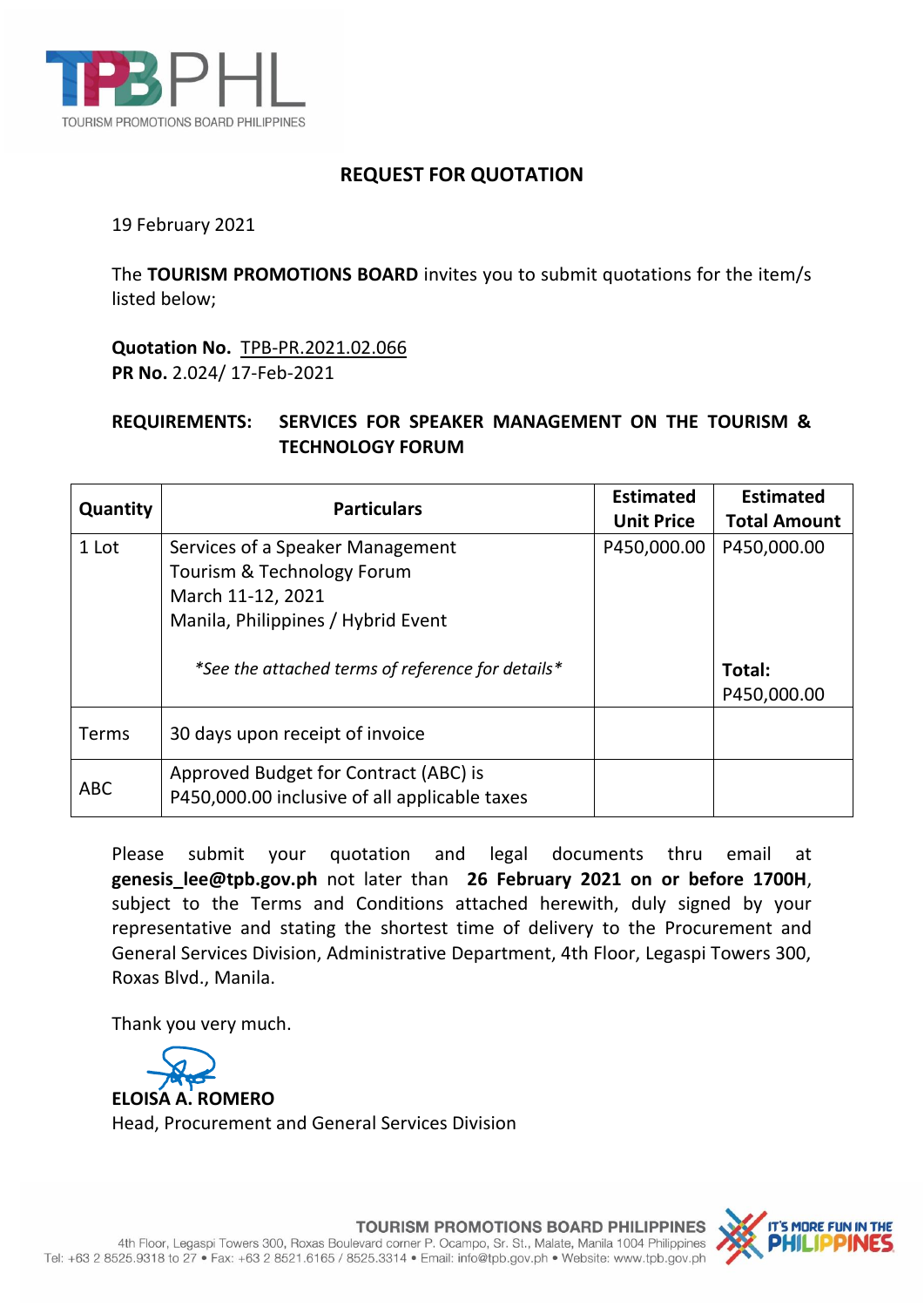# REQUEST FOR QUOTATION

19 February 2021

The **TOURISM PROMOTIONS BOARD** invites you to submit quotations for the item/s listed below;

**Quotation No.** TPB-PR.2021.02.066
**PR No.** 2.024/ 17-Feb-2021

**REQUIREMENTS: SERVICES FOR SPEAKER MANAGEMENT ON THE TOURISM & TECHNOLOGY FORUM**

| Quantity | Particulars | Estimated Unit Price | Estimated Total Amount |
|---|---|---|---|
| 1 Lot | Services of a Speaker Management<br>Tourism & Technology Forum<br>March 11-12, 2021<br>Manila, Philippines / Hybrid Event<br><br>*\*See the attached terms of reference for details\** | P450,000.00 | P450,000.00<br><br>**Total:**<br>P450,000.00 |
| Terms | 30 days upon receipt of invoice | | |
| ABC | Approved Budget for Contract (ABC) is P450,000.00 inclusive of all applicable taxes | | |

Please submit your quotation and legal documents thru email at **genesis_lee@tpb.gov.ph** not later than **26 February 2021 on or before 1700H**, subject to the Terms and Conditions attached herewith, duly signed by your representative and stating the shortest time of delivery to the Procurement and General Services Division, Administrative Department, 4th Floor, Legaspi Towers 300, Roxas Blvd., Manila.

Thank you very much.

**ELOISA A. ROMERO**
Head, Procurement and General Services Division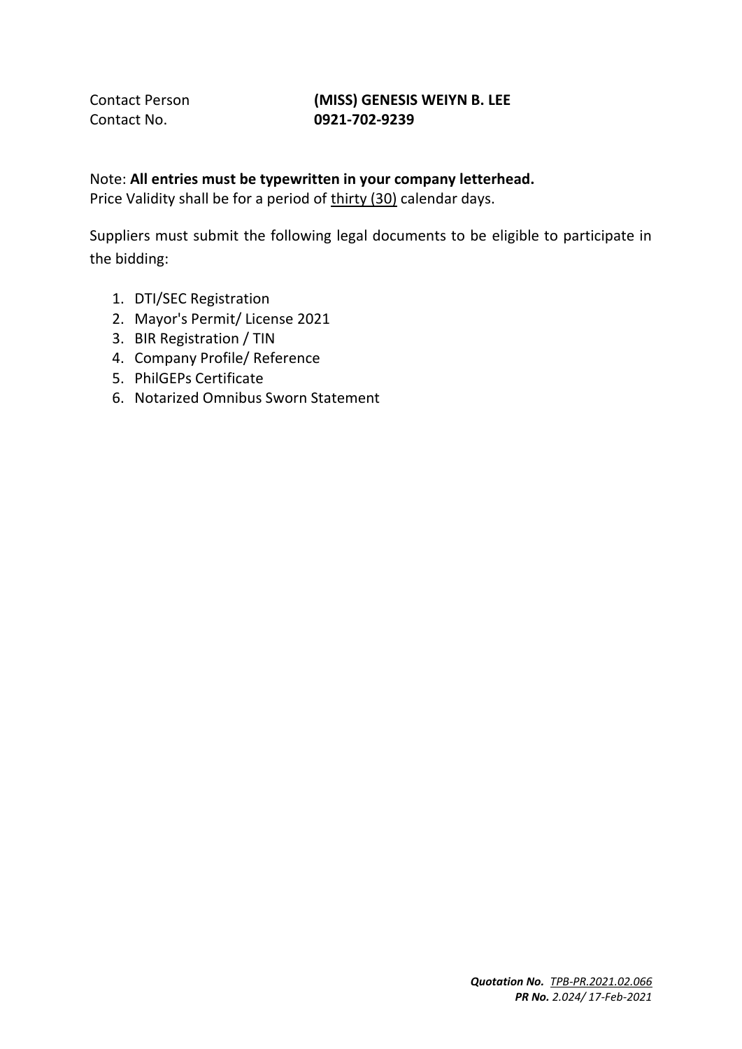| | |
|---|---|
| Contact Person | **(MISS) GENESIS WEIYN B. LEE** |
| Contact No. | **0921-702-9239** |

Note: **All entries must be typewritten in your company letterhead.**
Price Validity shall be for a period of thirty (30) calendar days.

Suppliers must submit the following legal documents to be eligible to participate in the bidding:

1. DTI/SEC Registration
2. Mayor's Permit/ License 2021
3. BIR Registration / TIN
4. Company Profile/ Reference
5. PhilGEPs Certificate
6. Notarized Omnibus Sworn Statement

***Quotation No.*** *TPB-PR.2021.02.066*
***PR No.*** *2.024/ 17-Feb-2021*